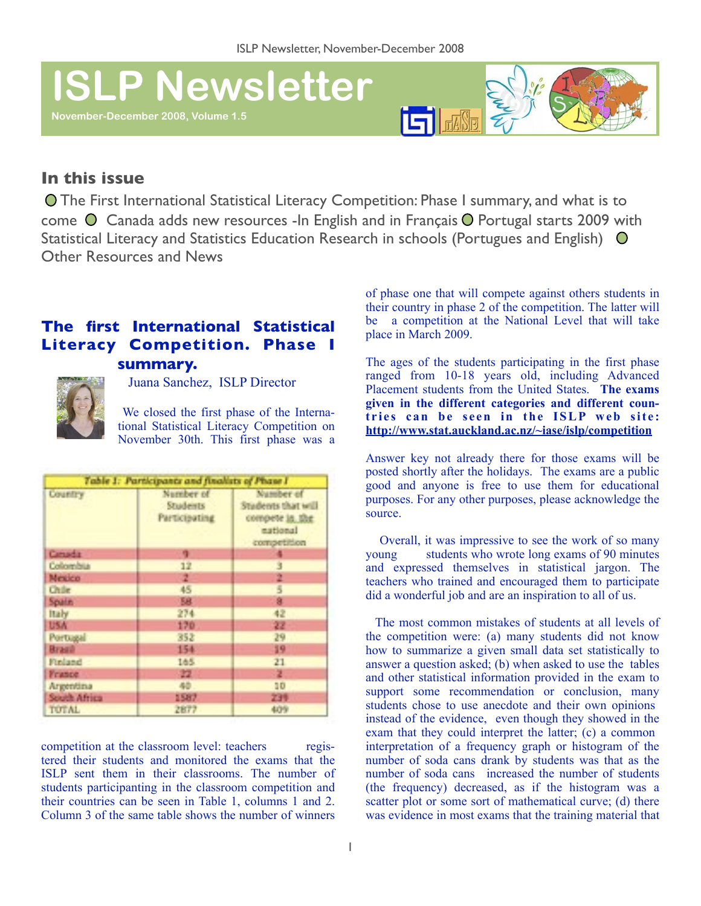# ISLP Newsletter

November-December 2008, Volume 1.5

## In this issue

- The First International Statistical Literacy Competition: Phase I summary, and what is to come
- Canada adds new resources -In English and in Français
- Portugal starts 2009 with Statistical Literacy and Statistics Education Research in schools (Portugues and English)
- Other Resources and News

## The first International Statistical Literacy Competition. Phase I summary.

Juana Sanchez, ISLP Director

We closed the first phase of the International Statistical Literacy Competition on November 30th. This first phase was a competition at the classroom level: teachers registered their students and monitored the exams that the ISLP sent them in their classrooms. The number of students participanting in the classroom competition and their countries can be seen in Table 1, columns 1 and 2. Column 3 of the same table shows the number of winners of phase one that will compete against others students in their country in phase 2 of the competition. The latter will be a competition at the National Level that will take place in March 2009.

*Table 1: Participants and finalists of Phase I*

| Country | Number of Students Participating | Number of Students that will compete in the national competition |
|---|---|---|
| Canada | 9 | 4 |
| Colombia | 12 | 3 |
| Mexico | 2 | 2 |
| Chile | 45 | 5 |
| Spain | 58 | 8 |
| Italy | 274 | 42 |
| USA | 170 | 22 |
| Portugal | 352 | 29 |
| Brasil | 154 | 19 |
| Finland | 165 | 21 |
| France | 22 | 2 |
| Argentina | 40 | 10 |
| South Africa | 1587 | 239 |
| TOTAL | 2877 | 409 |

The ages of the students participating in the first phase ranged from 10-18 years old, including Advanced Placement students from the United States. **The exams given in the different categories and different countries can be seen in the ISLP web site: http://www.stat.auckland.ac.nz/~iase/islp/competition**

Answer key not already there for those exams will be posted shortly after the holidays. The exams are a public good and anyone is free to use them for educational purposes. For any other purposes, please acknowledge the source.

Overall, it was impressive to see the work of so many young students who wrote long exams of 90 minutes and expressed themselves in statistical jargon. The teachers who trained and encouraged them to participate did a wonderful job and are an inspiration to all of us.

The most common mistakes of students at all levels of the competition were: (a) many students did not know how to summarize a given small data set statistically to answer a question asked; (b) when asked to use the tables and other statistical information provided in the exam to support some recommendation or conclusion, many students chose to use anecdote and their own opinions instead of the evidence, even though they showed in the exam that they could interpret the latter; (c) a common interpretation of a frequency graph or histogram of the number of soda cans drank by students was that as the number of soda cans increased the number of students (the frequency) decreased, as if the histogram was a scatter plot or some sort of mathematical curve; (d) there was evidence in most exams that the training material that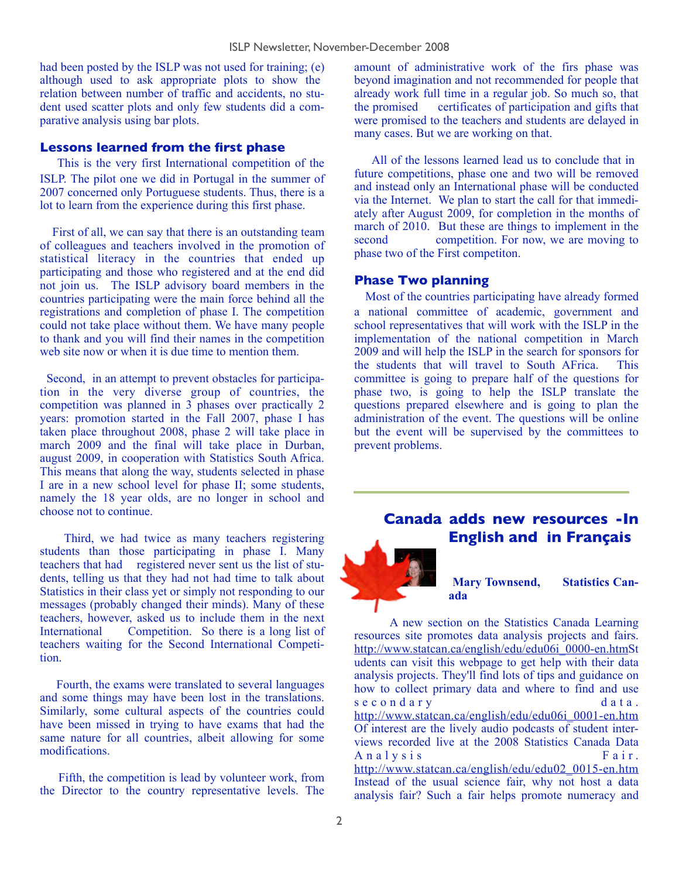had been posted by the ISLP was not used for training; (e) although used to ask appropriate plots to show the relation between number of traffic and accidents, no student used scatter plots and only few students did a comparative analysis using bar plots.

### Lessons learned from the first phase

This is the very first International competition of the ISLP. The pilot one we did in Portugal in the summer of 2007 concerned only Portuguese students. Thus, there is a lot to learn from the experience during this first phase.

First of all, we can say that there is an outstanding team of colleagues and teachers involved in the promotion of statistical literacy in the countries that ended up participating and those who registered and at the end did not join us. The ISLP advisory board members in the countries participating were the main force behind all the registrations and completion of phase I. The competition could not take place without them. We have many people to thank and you will find their names in the competition web site now or when it is due time to mention them.

Second, in an attempt to prevent obstacles for participation in the very diverse group of countries, the competition was planned in 3 phases over practically 2 years: promotion started in the Fall 2007, phase I has taken place throughout 2008, phase 2 will take place in march 2009 and the final will take place in Durban, august 2009, in cooperation with Statistics South Africa. This means that along the way, students selected in phase I are in a new school level for phase II; some students, namely the 18 year olds, are no longer in school and choose not to continue.

Third, we had twice as many teachers registering students than those participating in phase I. Many teachers that had registered never sent us the list of students, telling us that they had not had time to talk about Statistics in their class yet or simply not responding to our messages (probably changed their minds). Many of these teachers, however, asked us to include them in the next International Competition. So there is a long list of teachers waiting for the Second International Competition.

Fourth, the exams were translated to several languages and some things may have been lost in the translations. Similarly, some cultural aspects of the countries could have been missed in trying to have exams that had the same nature for all countries, albeit allowing for some modifications.

Fifth, the competition is lead by volunteer work, from the Director to the country representative levels. The amount of administrative work of the firs phase was beyond imagination and not recommended for people that already work full time in a regular job. So much so, that the promised certificates of participation and gifts that were promised to the teachers and students are delayed in many cases. But we are working on that.

All of the lessons learned lead us to conclude that in future competitions, phase one and two will be removed and instead only an International phase will be conducted via the Internet. We plan to start the call for that immediately after August 2009, for completion in the months of march of 2010. But these are things to implement in the second competition. For now, we are moving to phase two of the First competiton.

### Phase Two planning

Most of the countries participating have already formed a national committee of academic, government and school representatives that will work with the ISLP in the implementation of the national competition in March 2009 and will help the ISLP in the search for sponsors for the students that will travel to South AFrica. This committee is going to prepare half of the questions for phase two, is going to help the ISLP translate the questions prepared elsewhere and is going to plan the administration of the event. The questions will be online but the event will be supervised by the committees to prevent problems.

## Canada adds new resources -In English and in Français

**Mary Townsend, Statistics Canada**

A new section on the Statistics Canada Learning resources site promotes data analysis projects and fairs. http://www.statcan.ca/english/edu/edu06i_0000-en.htm Students can visit this webpage to get help with their data analysis projects. They'll find lots of tips and guidance on how to collect primary data and where to find and use secondary data. http://www.statcan.ca/english/edu/edu06i_0001-en.htm Of interest are the lively audio podcasts of student interviews recorded live at the 2008 Statistics Canada Data Analysis Fair. http://www.statcan.ca/english/edu/edu02_0015-en.htm Instead of the usual science fair, why not host a data analysis fair? Such a fair helps promote numeracy and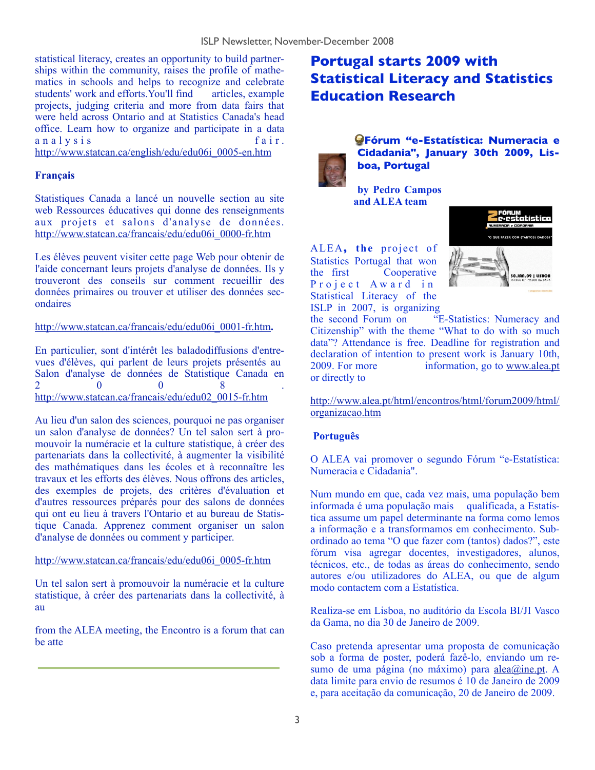statistical literacy, creates an opportunity to build partnerships within the community, raises the profile of mathematics in schools and helps to recognize and celebrate students' work and efforts.You'll find articles, example projects, judging criteria and more from data fairs that were held across Ontario and at Statistics Canada's head office. Learn how to organize and participate in a data analysis fair. http://www.statcan.ca/english/edu/edu06i_0005-en.htm

**Français**

Statistiques Canada a lancé un nouvelle section au site web Ressources éducatives qui donne des renseignments aux projets et salons d'analyse de données. http://www.statcan.ca/francais/edu/edu06i_0000-fr.htm

Les élèves peuvent visiter cette page Web pour obtenir de l'aide concernant leurs projets d'analyse de données. Ils y trouveront des conseils sur comment recueillir des données primaires ou trouver et utiliser des données secondaires

http://www.statcan.ca/francais/edu/edu06i_0001-fr.htm.

En particulier, sont d'intérêt les baladodiffusions d'entrevues d'élèves, qui parlent de leurs projets présentés au Salon d'analyse de données de Statistique Canada en 2008. http://www.statcan.ca/francais/edu/edu02_0015-fr.htm

Au lieu d'un salon des sciences, pourquoi ne pas organiser un salon d'analyse de données? Un tel salon sert à promouvoir la numéracie et la culture statistique, à créer des partenariats dans la collectivité, à augmenter la visibilité des mathématiques dans les écoles et à reconnaître les travaux et les efforts des élèves. Nous offrons des articles, des exemples de projets, des critères d'évaluation et d'autres ressources préparés pour des salons de données qui ont eu lieu à travers l'Ontario et au bureau de Statistique Canada. Apprenez comment organiser un salon d'analyse de données ou comment y participer.

http://www.statcan.ca/francais/edu/edu06i_0005-fr.htm

Un tel salon sert à promouvoir la numéracie et la culture statistique, à créer des partenariats dans la collectivité, à au

from the ALEA meeting, the Encontro is a forum that can be atte

# Portugal starts 2009 with Statistical Literacy and Statistics Education Research

### Fórum "e-Estatística: Numeracia e Cidadania", January 30th 2009, Lisboa, Portugal

**by Pedro Campos and ALEA team**

ALEA, **the** project of Statistics Portugal that won the first Cooperative Project Award in Statistical Literacy of the ISLP in 2007, is organizing the second Forum on "E-Statistics: Numeracy and Citizenship" with the theme "What to do with so much data"? Attendance is free. Deadline for registration and declaration of intention to present work is January 10th, 2009. For more information, go to www.alea.pt or directly to

http://www.alea.pt/html/encontros/html/forum2009/html/organizacao.htm

**Português**

O ALEA vai promover o segundo Fórum "e-Estatística: Numeracia e Cidadania".

Num mundo em que, cada vez mais, uma população bem informada é uma população mais qualificada, a Estatística assume um papel determinante na forma como lemos a informação e a transformamos em conhecimento. Subordinado ao tema "O que fazer com (tantos) dados?", este fórum visa agregar docentes, investigadores, alunos, técnicos, etc., de todas as áreas do conhecimento, sendo autores e/ou utilizadores do ALEA, ou que de algum modo contactem com a Estatística.

Realiza-se em Lisboa, no auditório da Escola BI/JI Vasco da Gama, no dia 30 de Janeiro de 2009.

Caso pretenda apresentar uma proposta de comunicação sob a forma de poster, poderá fazê-lo, enviando um resumo de uma página (no máximo) para alea@ine.pt. A data limite para envio de resumos é 10 de Janeiro de 2009 e, para aceitação da comunicação, 20 de Janeiro de 2009.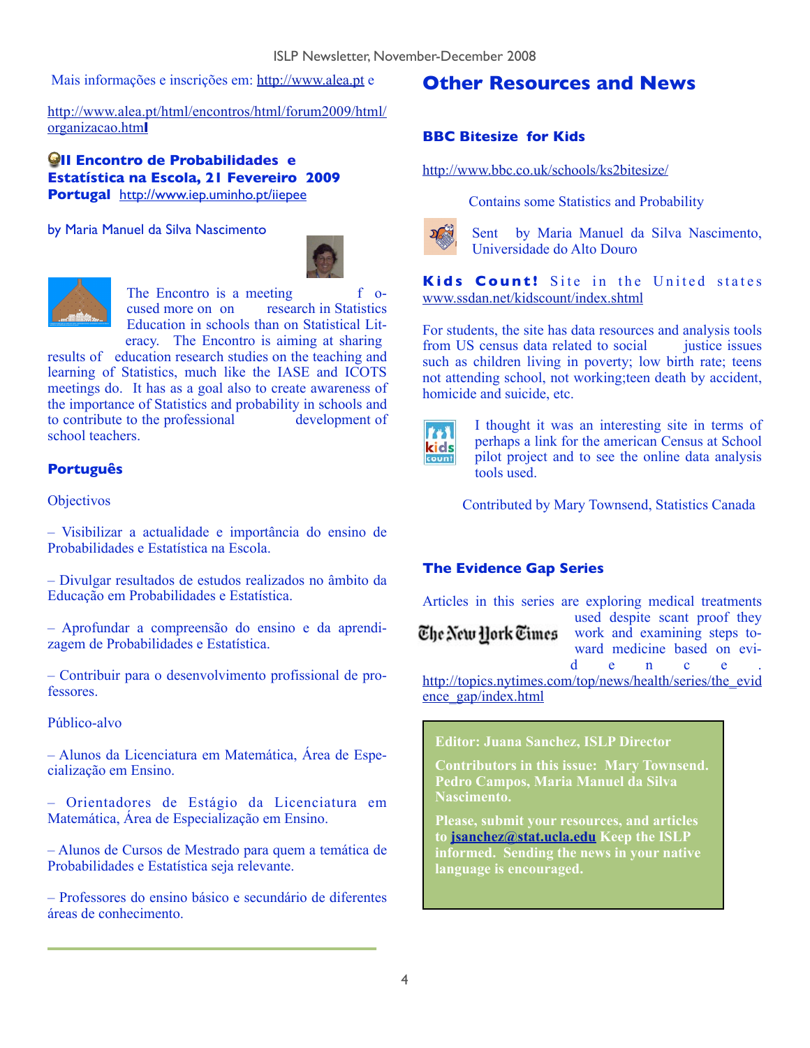Mais informações e inscrições em: http://www.alea.pt e

http://www.alea.pt/html/encontros/html/forum2009/html/organizacao.html

### II Encontro de Probabilidades e Estatística na Escola, 21 Fevereiro 2009 Portugal http://www.iep.uminho.pt/iiepee

by Maria Manuel da Silva Nascimento

The Encontro is a meeting focused more on on research in Statistics Education in schools than on Statistical Literacy. The Encontro is aiming at sharing results of education research studies on the teaching and learning of Statistics, much like the IASE and ICOTS meetings do. It has as a goal also to create awareness of the importance of Statistics and probability in schools and to contribute to the professional development of school teachers.

#### Português

Objectivos

– Visibilizar a actualidade e importância do ensino de Probabilidades e Estatística na Escola.

– Divulgar resultados de estudos realizados no âmbito da Educação em Probabilidades e Estatística.

– Aprofundar a compreensão do ensino e da aprendizagem de Probabilidades e Estatística.

– Contribuir para o desenvolvimento profissional de professores.

Público-alvo

– Alunos da Licenciatura em Matemática, Área de Especialização em Ensino.

– Orientadores de Estágio da Licenciatura em Matemática, Área de Especialização em Ensino.

– Alunos de Cursos de Mestrado para quem a temática de Probabilidades e Estatística seja relevante.

– Professores do ensino básico e secundário de diferentes áreas de conhecimento.

## Other Resources and News

### BBC Bitesize for Kids

http://www.bbc.co.uk/schools/ks2bitesize/

Contains some Statistics and Probability

Sent by Maria Manuel da Silva Nascimento, Universidade do Alto Douro

**Kids Count!** Site in the United states
www.ssdan.net/kidscount/index.shtml

For students, the site has data resources and analysis tools from US census data related to social justice issues such as children living in poverty; low birth rate; teens not attending school, not working;teen death by accident, homicide and suicide, etc.

I thought it was an interesting site in terms of perhaps a link for the american Census at School pilot project and to see the online data analysis tools used.

Contributed by Mary Townsend, Statistics Canada

### The Evidence Gap Series

The New York Times

Articles in this series are exploring medical treatments used despite scant proof they work and examining steps toward medicine based on evidence. http://topics.nytimes.com/top/news/health/series/the_evidence_gap/index.html

**Editor: Juana Sanchez, ISLP Director**

**Contributors in this issue: Mary Townsend. Pedro Campos, Maria Manuel da Silva Nascimento.**

**Please, submit your resources, and articles to jsanchez@stat.ucla.edu Keep the ISLP informed. Sending the news in your native language is encouraged.**